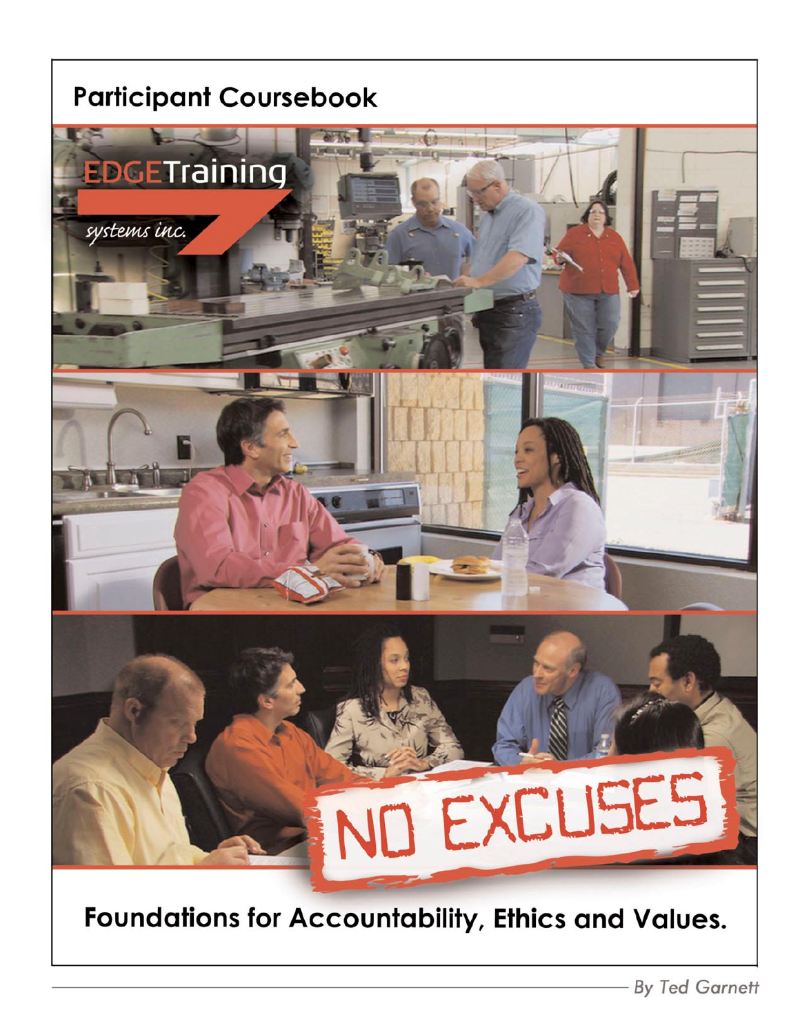# Participant Coursebook

EDGETraining

*systems inc.*

NO EXCUSES

## Foundations for Accountability, Ethics and Values.

*By Ted Garnett*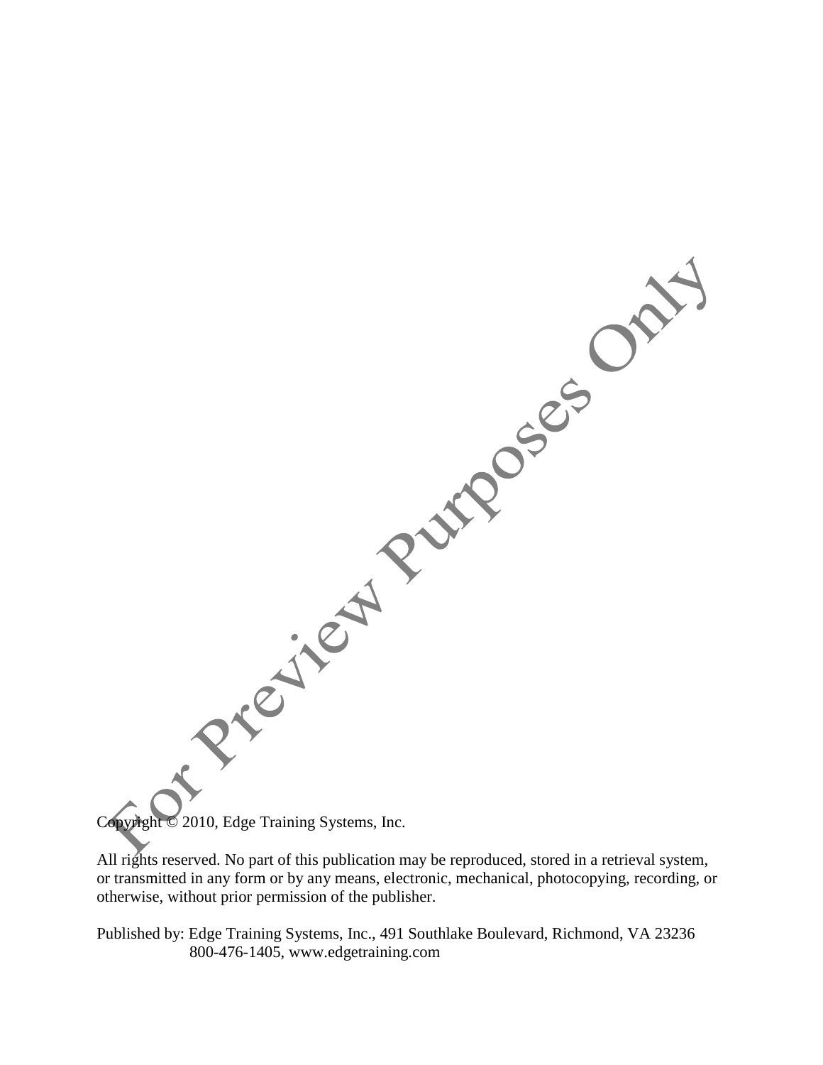Copyright © 2010, Edge Training Systems, Inc.

All rights reserved. No part of this publication may be reproduced, stored in a retrieval system, or transmitted in any form or by any means, electronic, mechanical, photocopying, recording, or otherwise, without prior permission of the publisher.

Published by: Edge Training Systems, Inc., 491 Southlake Boulevard, Richmond, VA 23236
800-476-1405, www.edgetraining.com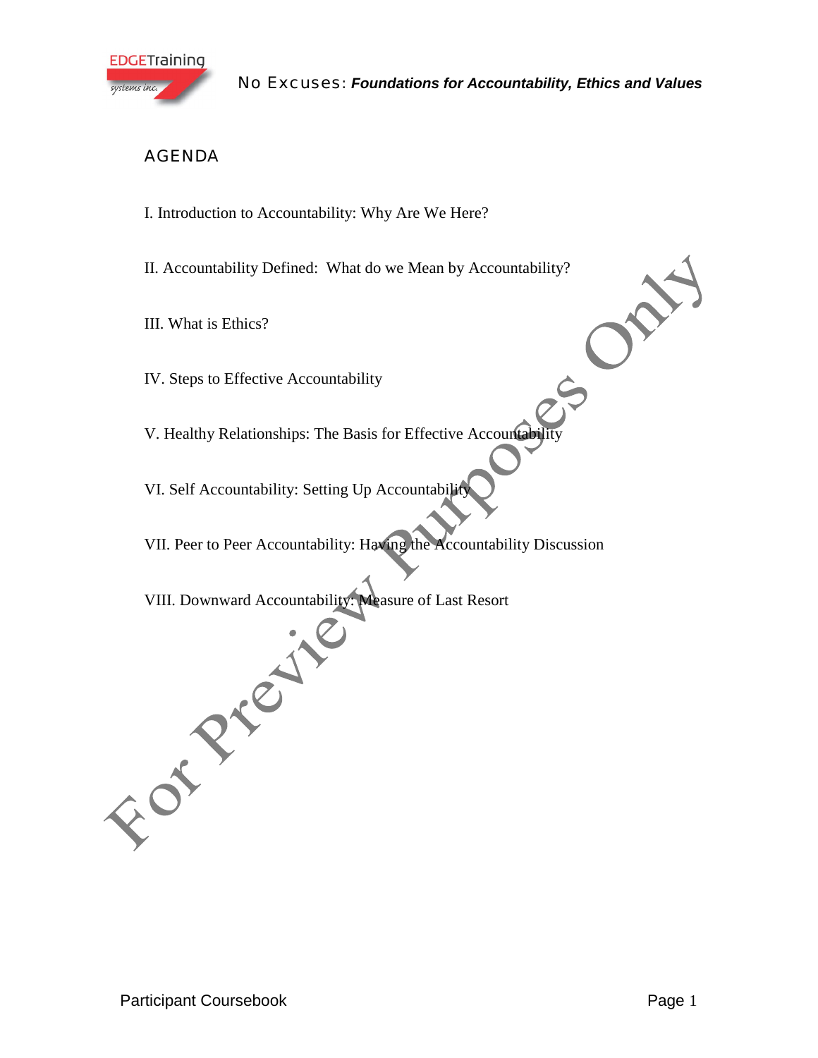## AGENDA

I. Introduction to Accountability: Why Are We Here?

II. Accountability Defined: What do we Mean by Accountability?

III. What is Ethics?

IV. Steps to Effective Accountability

V. Healthy Relationships: The Basis for Effective Accountability

VI. Self Accountability: Setting Up Accountability

VII. Peer to Peer Accountability: Having the Accountability Discussion

VIII. Downward Accountability: Measure of Last Resort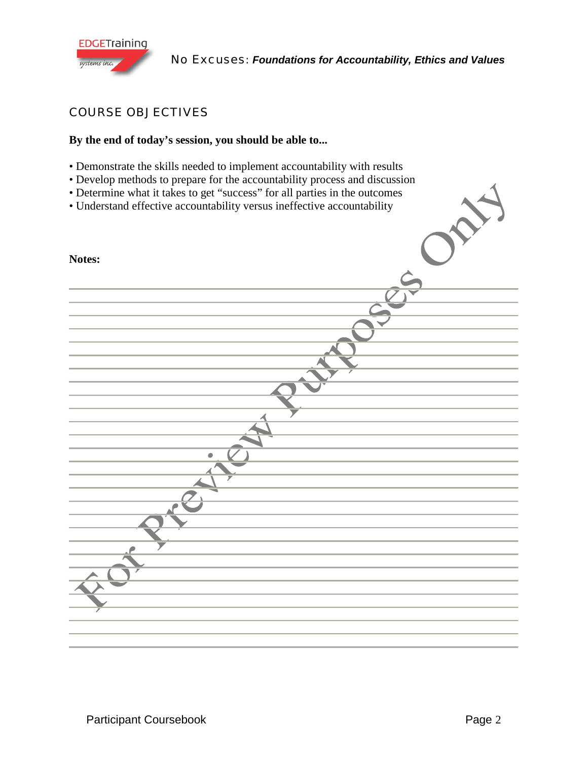## COURSE OBJECTIVES

**By the end of today's session, you should be able to...**

- Demonstrate the skills needed to implement accountability with results
- Develop methods to prepare for the accountability process and discussion
- Determine what it takes to get "success" for all parties in the outcomes
- Understand effective accountability versus ineffective accountability

**Notes:**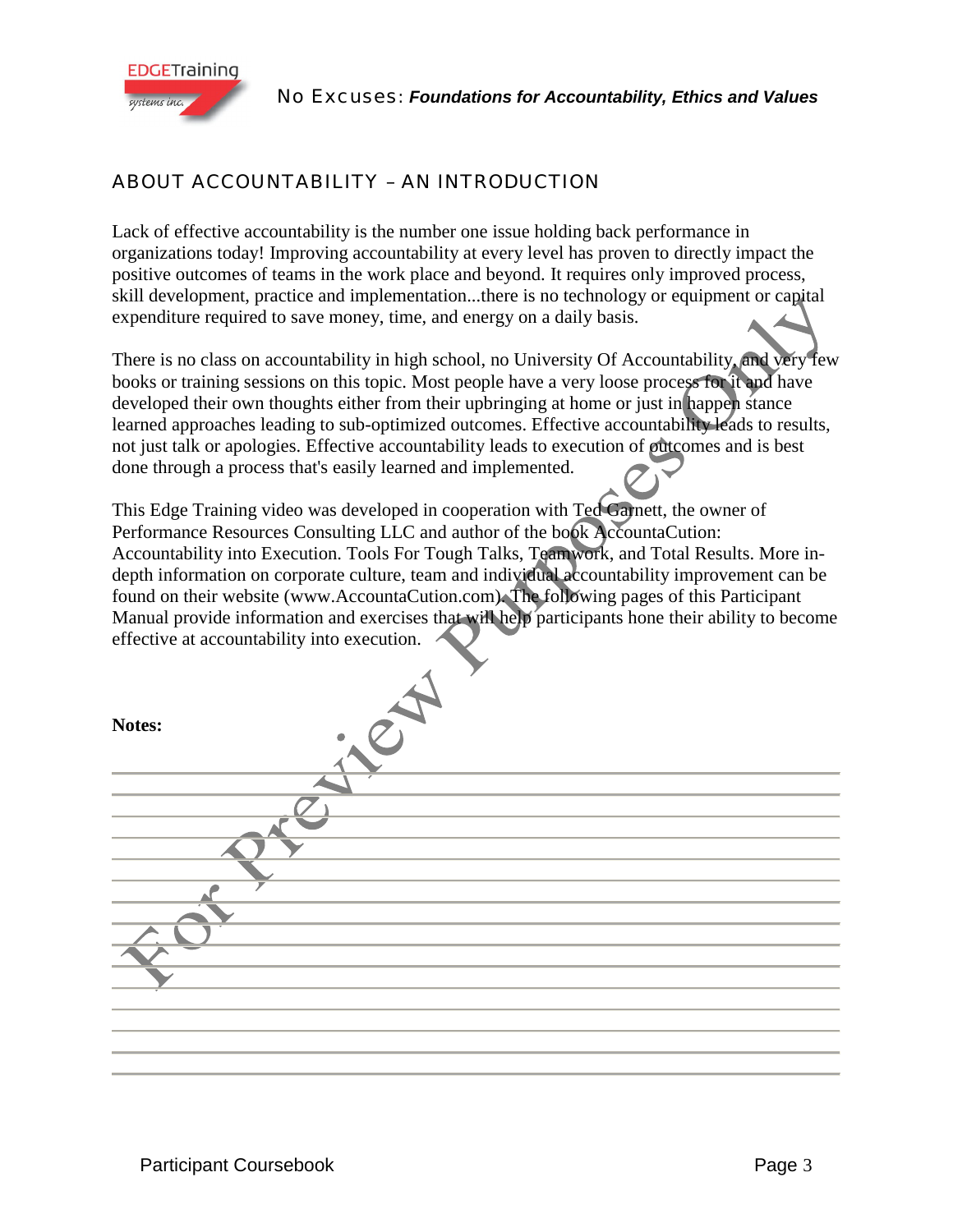## ABOUT ACCOUNTABILITY – AN INTRODUCTION

Lack of effective accountability is the number one issue holding back performance in organizations today! Improving accountability at every level has proven to directly impact the positive outcomes of teams in the work place and beyond. It requires only improved process, skill development, practice and implementation...there is no technology or equipment or capital expenditure required to save money, time, and energy on a daily basis.

There is no class on accountability in high school, no University Of Accountability, and very few books or training sessions on this topic. Most people have a very loose process for it and have developed their own thoughts either from their upbringing at home or just in happen stance learned approaches leading to sub-optimized outcomes. Effective accountability leads to results, not just talk or apologies. Effective accountability leads to execution of outcomes and is best done through a process that's easily learned and implemented.

This Edge Training video was developed in cooperation with Ted Garnett, the owner of Performance Resources Consulting LLC and author of the book AccountaCution: Accountability into Execution. Tools For Tough Talks, Teamwork, and Total Results. More in-depth information on corporate culture, team and individual accountability improvement can be found on their website (www.AccountaCution.com). The following pages of this Participant Manual provide information and exercises that will help participants hone their ability to become effective at accountability into execution.

**Notes:**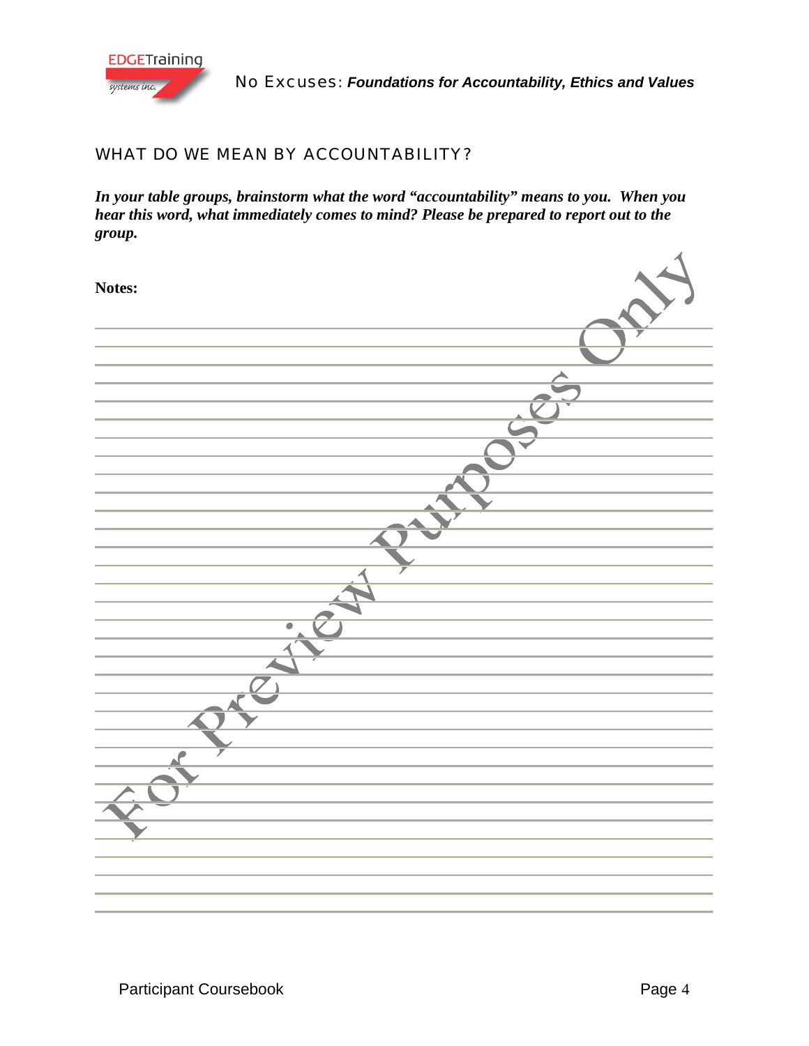## WHAT DO WE MEAN BY ACCOUNTABILITY?

***In your table groups, brainstorm what the word "accountability" means to you. When you hear this word, what immediately comes to mind? Please be prepared to report out to the group.***

**Notes:**

For Preview Purposes Only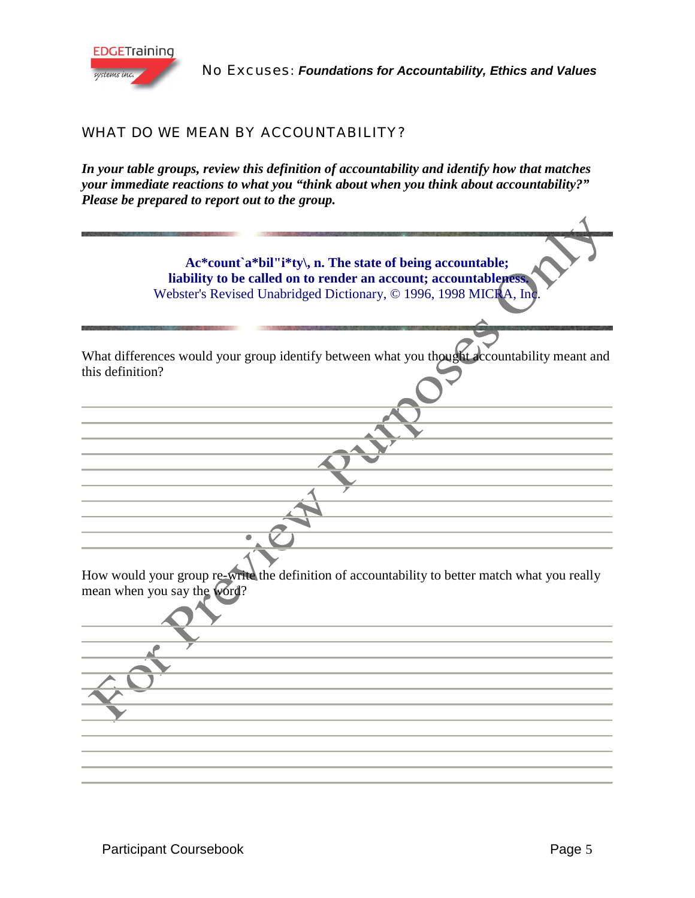## WHAT DO WE MEAN BY ACCOUNTABILITY?

***In your table groups, review this definition of accountability and identify how that matches your immediate reactions to what you "think about when you think about accountability?" Please be prepared to report out to the group.***

**Ac*count`a*bil"i*ty\, n. The state of being accountable; liability to be called on to render an account; accountableness.**
Webster's Revised Unabridged Dictionary, © 1996, 1998 MICRA, Inc.

What differences would your group identify between what you thought accountability meant and this definition?

How would your group re-write the definition of accountability to better match what you really mean when you say the word?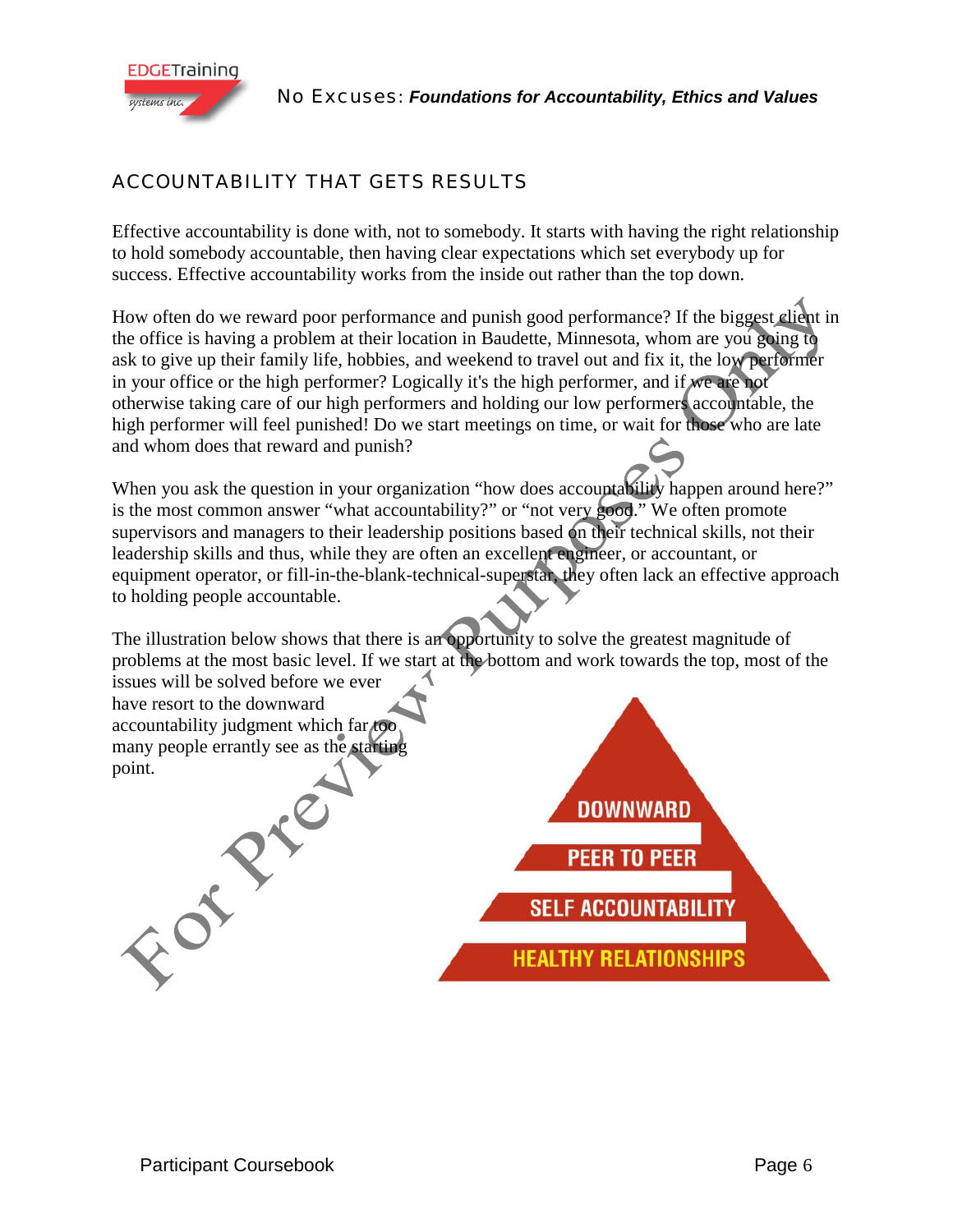## ACCOUNTABILITY THAT GETS RESULTS

Effective accountability is done with, not to somebody. It starts with having the right relationship to hold somebody accountable, then having clear expectations which set everybody up for success. Effective accountability works from the inside out rather than the top down.

How often do we reward poor performance and punish good performance? If the biggest client in the office is having a problem at their location in Baudette, Minnesota, whom are you going to ask to give up their family life, hobbies, and weekend to travel out and fix it, the low performer in your office or the high performer? Logically it's the high performer, and if we are not otherwise taking care of our high performers and holding our low performers accountable, the high performer will feel punished! Do we start meetings on time, or wait for those who are late and whom does that reward and punish?

When you ask the question in your organization "how does accountability happen around here?" is the most common answer "what accountability?" or "not very good." We often promote supervisors and managers to their leadership positions based on their technical skills, not their leadership skills and thus, while they are often an excellent engineer, or accountant, or equipment operator, or fill-in-the-blank-technical-superstar, they often lack an effective approach to holding people accountable.

The illustration below shows that there is an opportunity to solve the greatest magnitude of problems at the most basic level. If we start at the bottom and work towards the top, most of the issues will be solved before we ever have resort to the downward accountability judgment which far too many people errantly see as the starting point.

DOWNWARD

PEER TO PEER

SELF ACCOUNTABILITY

HEALTHY RELATIONSHIPS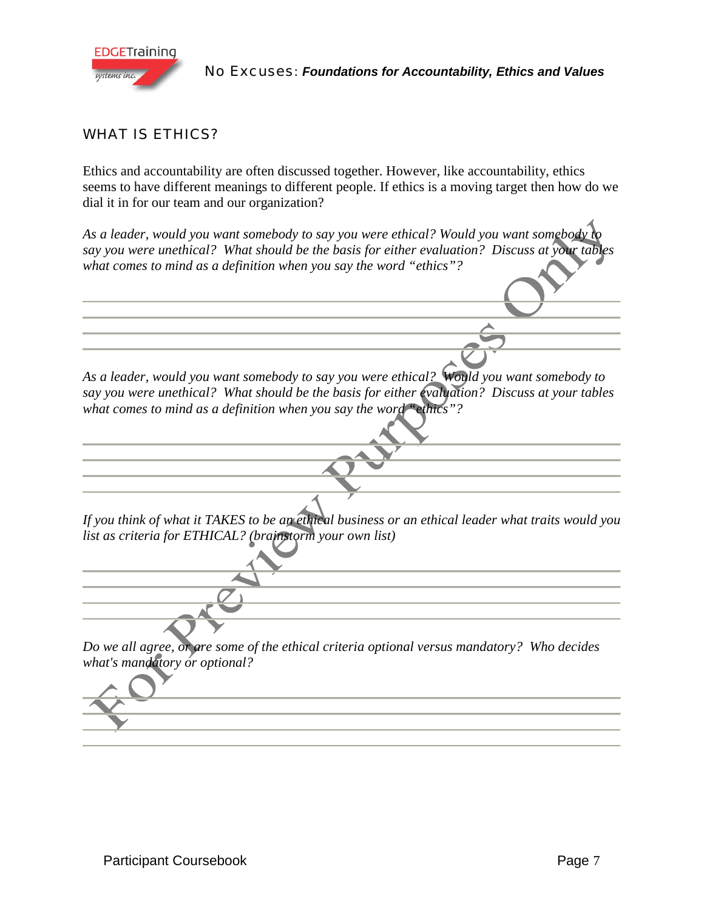## WHAT IS ETHICS?

Ethics and accountability are often discussed together. However, like accountability, ethics seems to have different meanings to different people. If ethics is a moving target then how do we dial it in for our team and our organization?

*As a leader, would you want somebody to say you were ethical? Would you want somebody to say you were unethical? What should be the basis for either evaluation? Discuss at your tables what comes to mind as a definition when you say the word "ethics"?*

*As a leader, would you want somebody to say you were ethical? Would you want somebody to say you were unethical? What should be the basis for either evaluation? Discuss at your tables what comes to mind as a definition when you say the word "ethics"?*

*If you think of what it TAKES to be an ethical business or an ethical leader what traits would you list as criteria for ETHICAL? (brainstorm your own list)*

*Do we all agree, or are some of the ethical criteria optional versus mandatory? Who decides what's mandatory or optional?*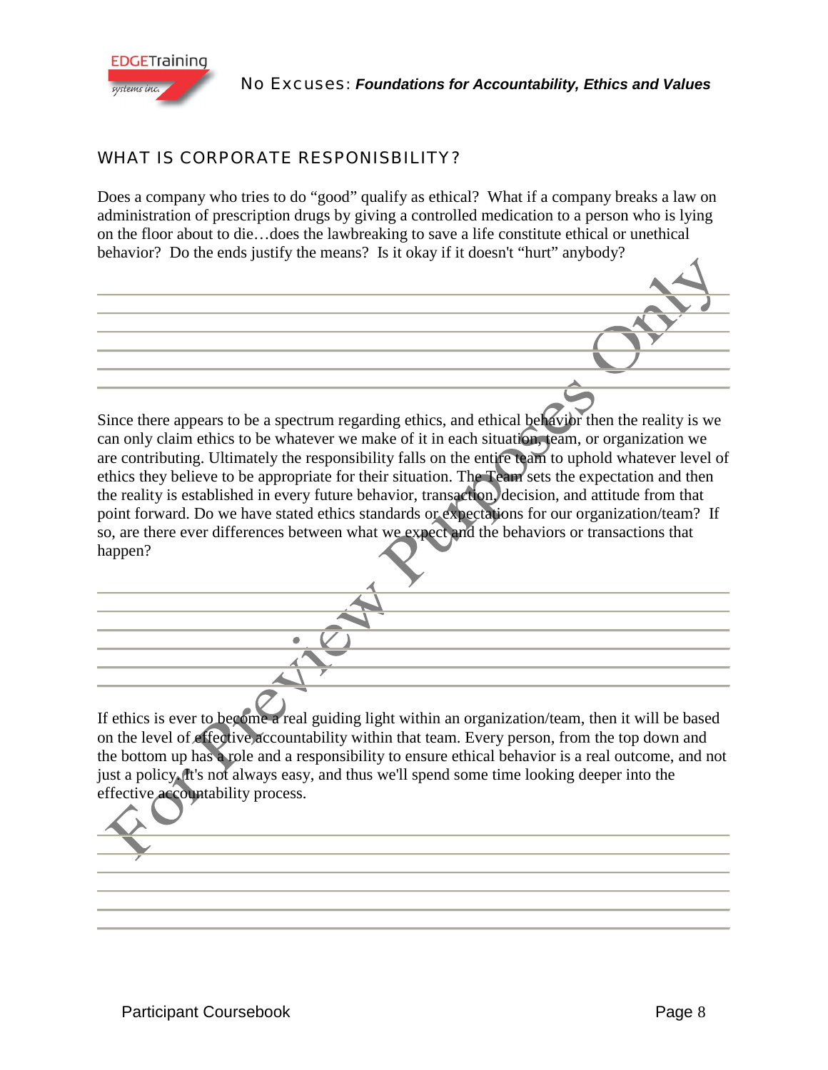## WHAT IS CORPORATE RESPONISBILITY?

Does a company who tries to do "good" qualify as ethical? What if a company breaks a law on administration of prescription drugs by giving a controlled medication to a person who is lying on the floor about to die…does the lawbreaking to save a life constitute ethical or unethical behavior? Do the ends justify the means? Is it okay if it doesn't "hurt" anybody?

Since there appears to be a spectrum regarding ethics, and ethical behavior then the reality is we can only claim ethics to be whatever we make of it in each situation, team, or organization we are contributing. Ultimately the responsibility falls on the entire team to uphold whatever level of ethics they believe to be appropriate for their situation. The Team sets the expectation and then the reality is established in every future behavior, transaction, decision, and attitude from that point forward. Do we have stated ethics standards or expectations for our organization/team? If so, are there ever differences between what we expect and the behaviors or transactions that happen?

If ethics is ever to become a real guiding light within an organization/team, then it will be based on the level of effective accountability within that team. Every person, from the top down and the bottom up has a role and a responsibility to ensure ethical behavior is a real outcome, and not just a policy. It's not always easy, and thus we'll spend some time looking deeper into the effective accountability process.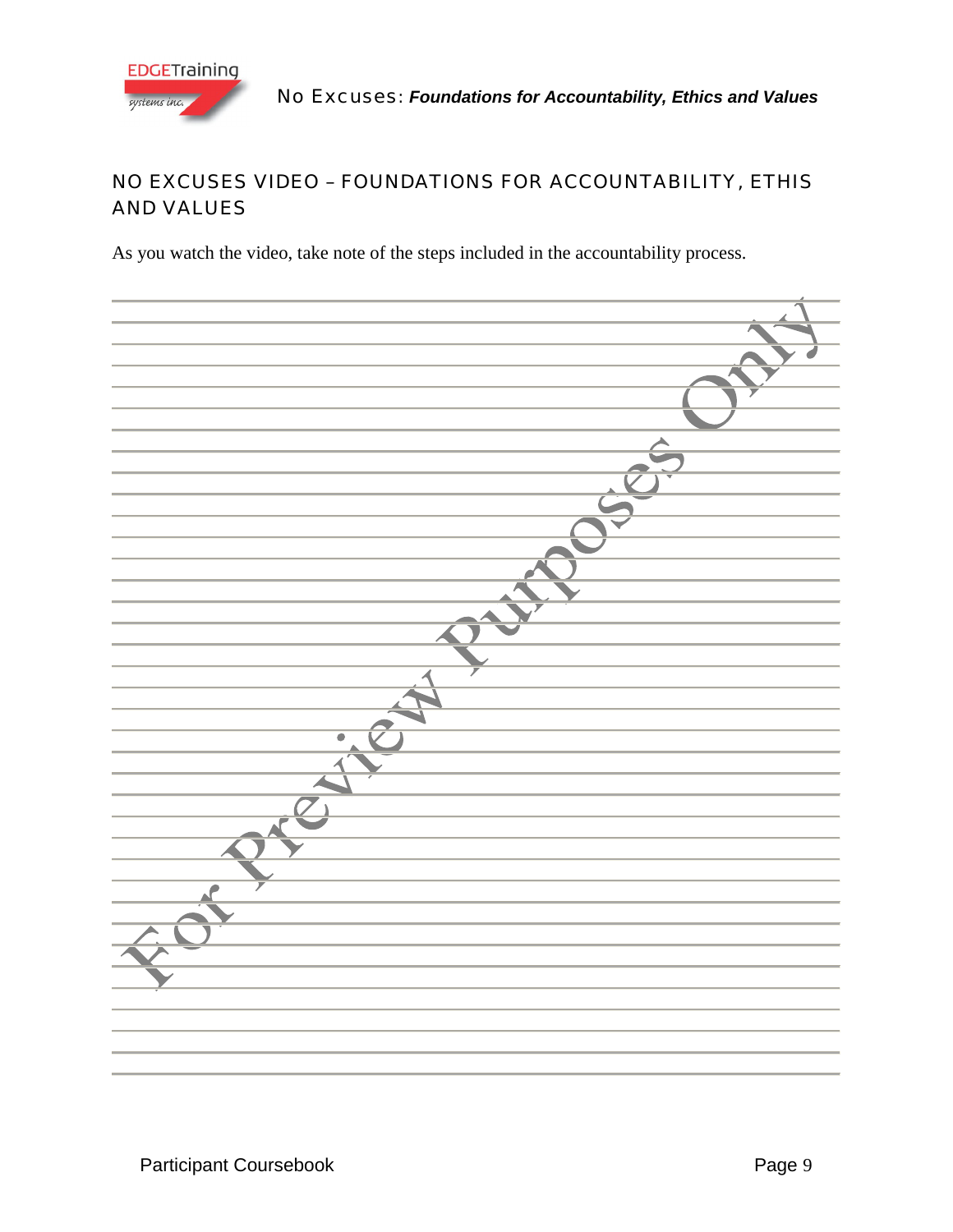## NO EXCUSES VIDEO – FOUNDATIONS FOR ACCOUNTABILITY, ETHIS AND VALUES

As you watch the video, take note of the steps included in the accountability process.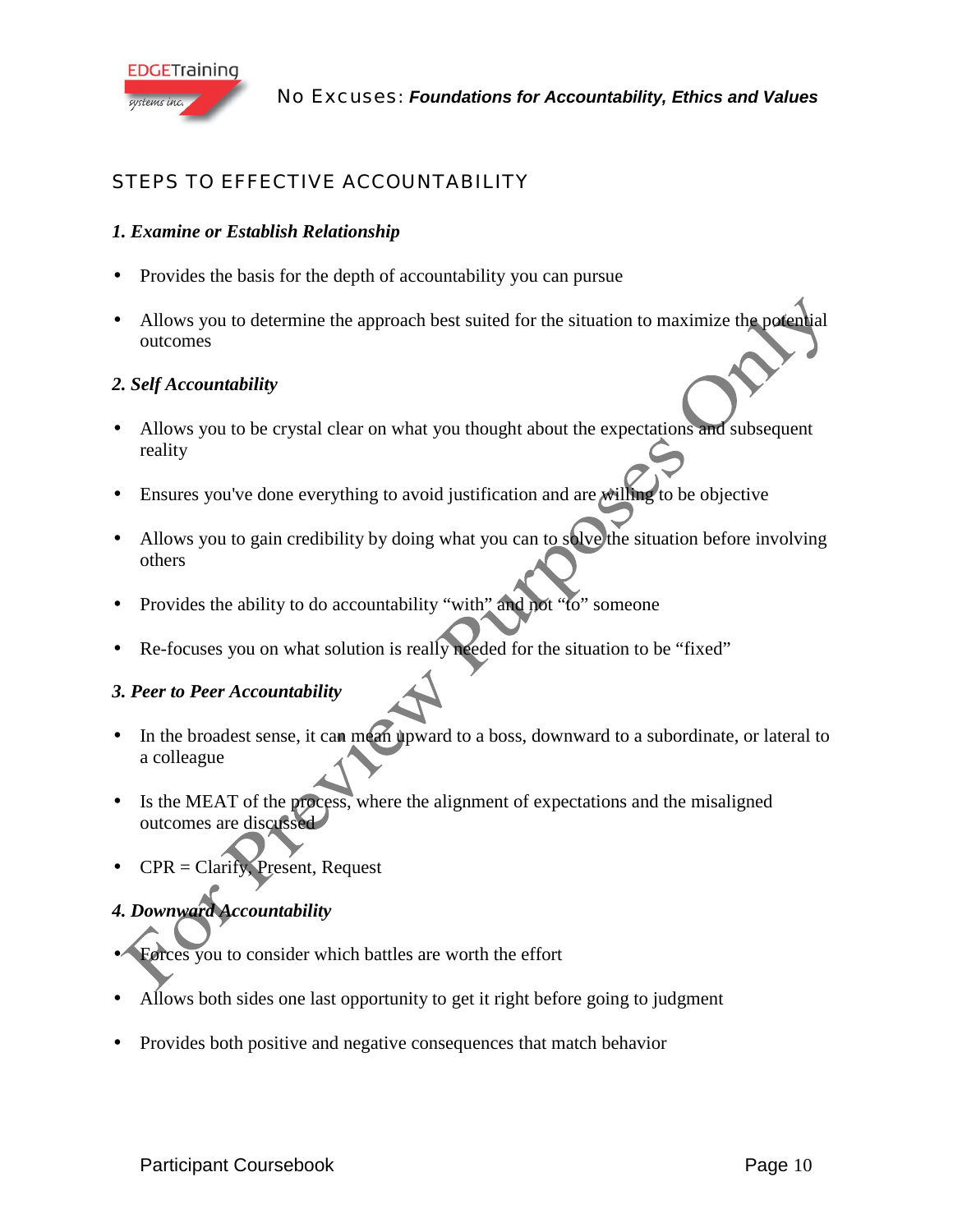## STEPS TO EFFECTIVE ACCOUNTABILITY

### *1. Examine or Establish Relationship*

- Provides the basis for the depth of accountability you can pursue
- Allows you to determine the approach best suited for the situation to maximize the potential outcomes

### *2. Self Accountability*

- Allows you to be crystal clear on what you thought about the expectations and subsequent reality
- Ensures you've done everything to avoid justification and are willing to be objective
- Allows you to gain credibility by doing what you can to solve the situation before involving others
- Provides the ability to do accountability "with" and not "to" someone
- Re-focuses you on what solution is really needed for the situation to be "fixed"

### *3. Peer to Peer Accountability*

- In the broadest sense, it can mean upward to a boss, downward to a subordinate, or lateral to a colleague
- Is the MEAT of the process, where the alignment of expectations and the misaligned outcomes are discussed
- CPR = Clarify, Present, Request

### *4. Downward Accountability*

- Forces you to consider which battles are worth the effort
- Allows both sides one last opportunity to get it right before going to judgment
- Provides both positive and negative consequences that match behavior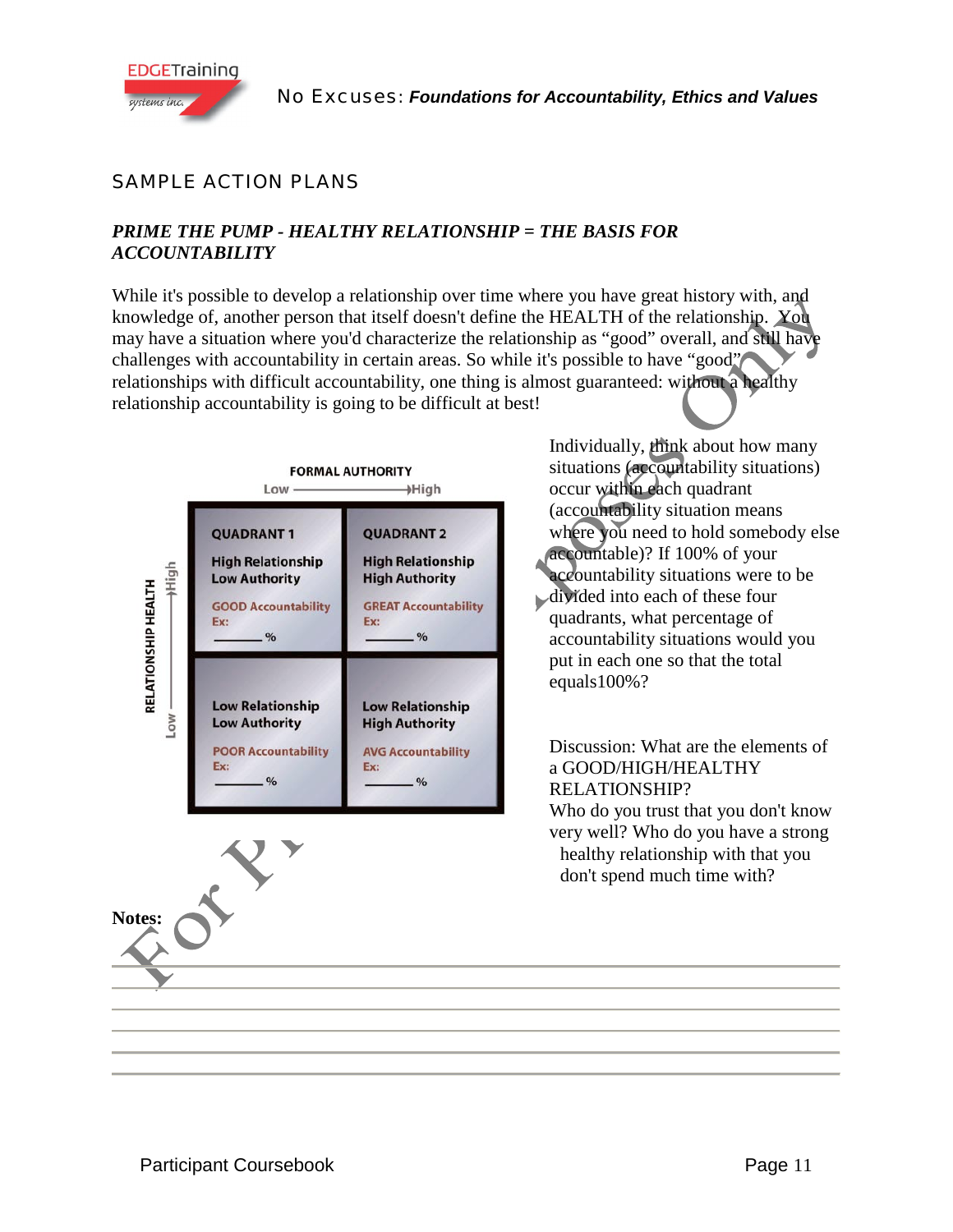## SAMPLE ACTION PLANS

### *PRIME THE PUMP - HEALTHY RELATIONSHIP = THE BASIS FOR ACCOUNTABILITY*

While it's possible to develop a relationship over time where you have great history with, and knowledge of, another person that itself doesn't define the HEALTH of the relationship. You may have a situation where you'd characterize the relationship as "good" overall, and still have challenges with accountability in certain areas. So while it's possible to have "good" relationships with difficult accountability, one thing is almost guaranteed: without a healthy relationship accountability is going to be difficult at best!

**FORMAL AUTHORITY** (Low → High) / **RELATIONSHIP HEALTH** (Low → High)

| | Low Formal Authority | High Formal Authority |
|---|---|---|
| **High Relationship Health** | **QUADRANT 1**<br>High Relationship<br>Low Authority<br>GOOD Accountability<br>Ex:<br>_______ % | **QUADRANT 2**<br>High Relationship<br>High Authority<br>GREAT Accountability<br>Ex:<br>_______ % |
| **Low Relationship Health** | Low Relationship<br>Low Authority<br>POOR Accountability<br>Ex:<br>_______ % | Low Relationship<br>High Authority<br>AVG Accountability<br>Ex:<br>_______ % |

Individually, think about how many situations (accountability situations) occur within each quadrant (accountability situation means where you need to hold somebody else accountable)? If 100% of your accountability situations were to be divided into each of these four quadrants, what percentage of accountability situations would you put in each one so that the total equals100%?

Discussion: What are the elements of a GOOD/HIGH/HEALTHY RELATIONSHIP?
Who do you trust that you don't know very well? Who do you have a strong healthy relationship with that you don't spend much time with?

**Notes:**

______________________________________________

______________________________________________

______________________________________________

______________________________________________

______________________________________________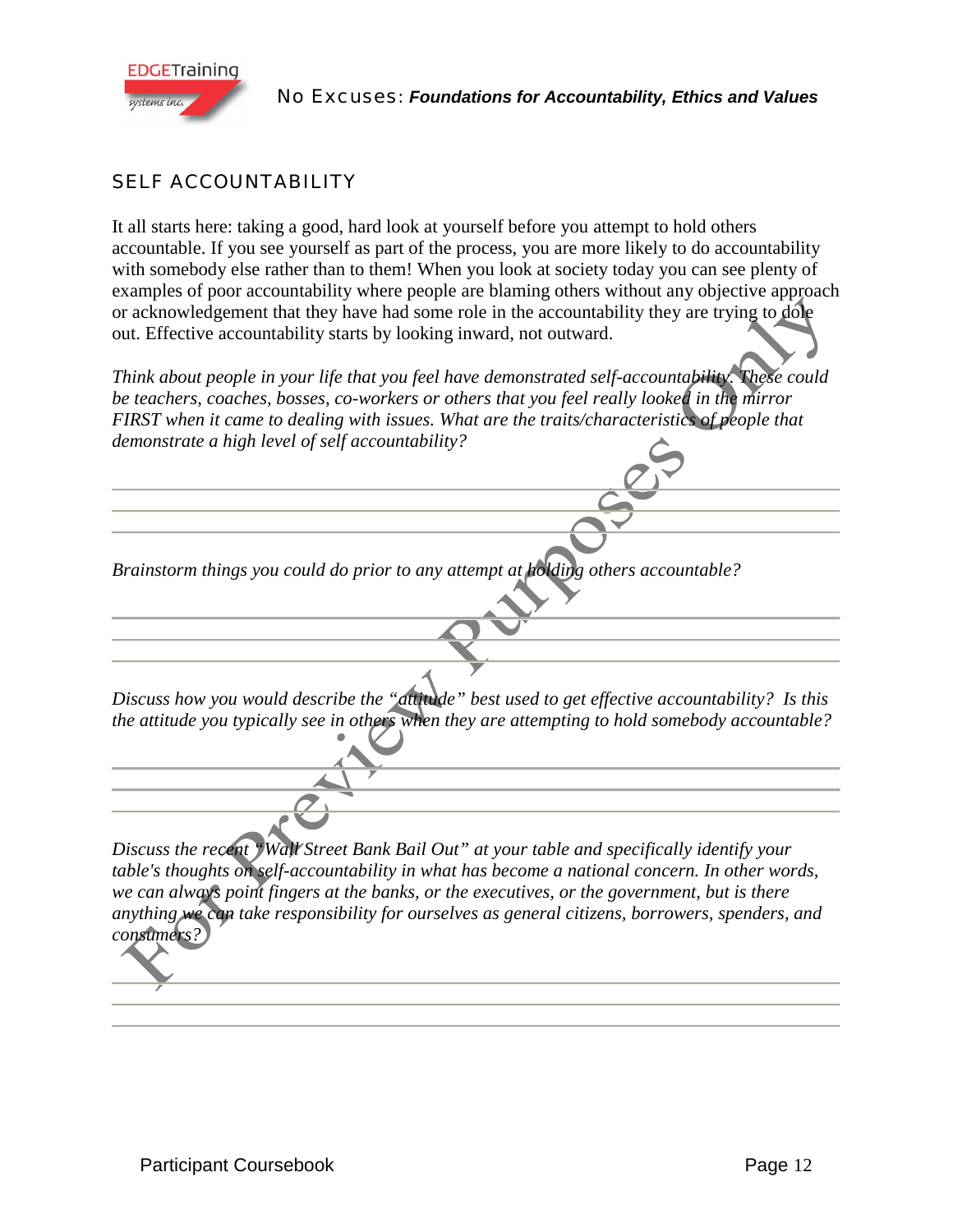## SELF ACCOUNTABILITY

It all starts here: taking a good, hard look at yourself before you attempt to hold others accountable. If you see yourself as part of the process, you are more likely to do accountability with somebody else rather than to them! When you look at society today you can see plenty of examples of poor accountability where people are blaming others without any objective approach or acknowledgement that they have had some role in the accountability they are trying to dole out. Effective accountability starts by looking inward, not outward.

*Think about people in your life that you feel have demonstrated self-accountability. These could be teachers, coaches, bosses, co-workers or others that you feel really looked in the mirror FIRST when it came to dealing with issues. What are the traits/characteristics of people that demonstrate a high level of self accountability?*

___

*Brainstorm things you could do prior to any attempt at holding others accountable?*

___

*Discuss how you would describe the "attitude" best used to get effective accountability? Is this the attitude you typically see in others when they are attempting to hold somebody accountable?*

___

*Discuss the recent "Wall Street Bank Bail Out" at your table and specifically identify your table's thoughts on self-accountability in what has become a national concern. In other words, we can always point fingers at the banks, or the executives, or the government, but is there anything we can take responsibility for ourselves as general citizens, borrowers, spenders, and consumers?*

___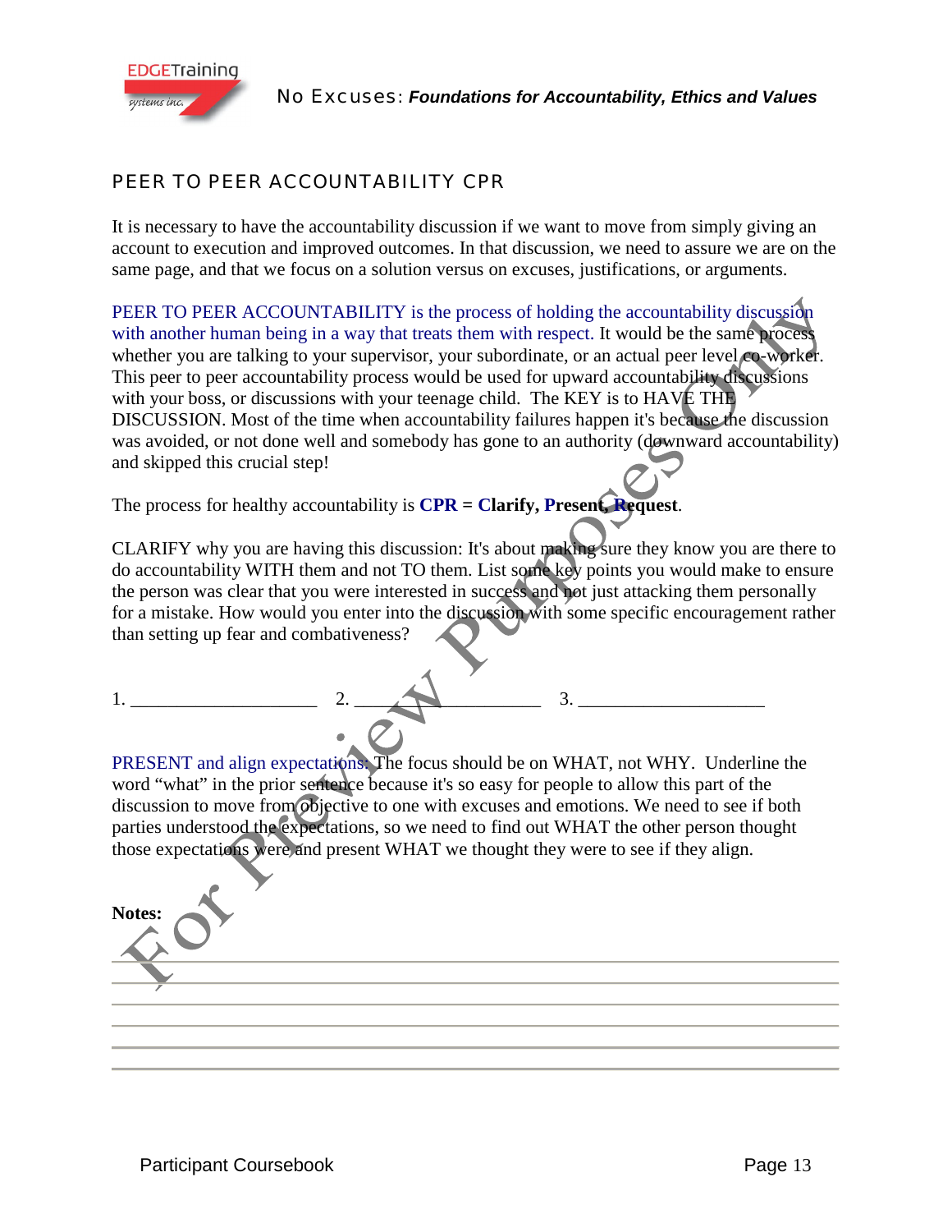## PEER TO PEER ACCOUNTABILITY CPR

It is necessary to have the accountability discussion if we want to move from simply giving an account to execution and improved outcomes. In that discussion, we need to assure we are on the same page, and that we focus on a solution versus on excuses, justifications, or arguments.

PEER TO PEER ACCOUNTABILITY is the process of holding the accountability discussion with another human being in a way that treats them with respect. It would be the same process whether you are talking to your supervisor, your subordinate, or an actual peer level co-worker. This peer to peer accountability process would be used for upward accountability discussions with your boss, or discussions with your teenage child. The KEY is to HAVE THE DISCUSSION. Most of the time when accountability failures happen it's because the discussion was avoided, or not done well and somebody has gone to an authority (downward accountability) and skipped this crucial step!

The process for healthy accountability is **CPR = Clarify, Present, Request**.

CLARIFY why you are having this discussion: It's about making sure they know you are there to do accountability WITH them and not TO them. List some key points you would make to ensure the person was clear that you were interested in success and not just attacking them personally for a mistake. How would you enter into the discussion with some specific encouragement rather than setting up fear and combativeness?

1. ____________________ 2. ____________________ 3. ____________________

PRESENT and align expectations: The focus should be on WHAT, not WHY. Underline the word "what" in the prior sentence because it's so easy for people to allow this part of the discussion to move from objective to one with excuses and emotions. We need to see if both parties understood the expectations, so we need to find out WHAT the other person thought those expectations were and present WHAT we thought they were to see if they align.

**Notes:**

______________________________________________________________________

______________________________________________________________________

______________________________________________________________________

______________________________________________________________________

______________________________________________________________________

______________________________________________________________________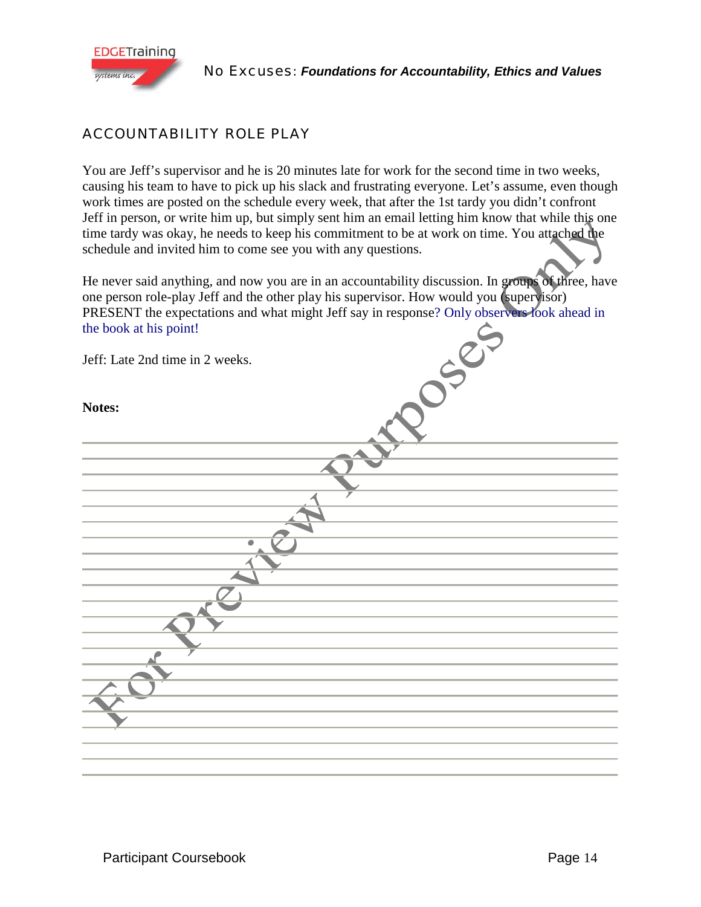## ACCOUNTABILITY ROLE PLAY

You are Jeff's supervisor and he is 20 minutes late for work for the second time in two weeks, causing his team to have to pick up his slack and frustrating everyone. Let's assume, even though work times are posted on the schedule every week, that after the 1st tardy you didn't confront Jeff in person, or write him up, but simply sent him an email letting him know that while this one time tardy was okay, he needs to keep his commitment to be at work on time. You attached the schedule and invited him to come see you with any questions.

He never said anything, and now you are in an accountability discussion. In groups of three, have one person role-play Jeff and the other play his supervisor. How would you (supervisor) PRESENT the expectations and what might Jeff say in response? Only observers look ahead in the book at his point!

Jeff: Late 2nd time in 2 weeks.

**Notes:**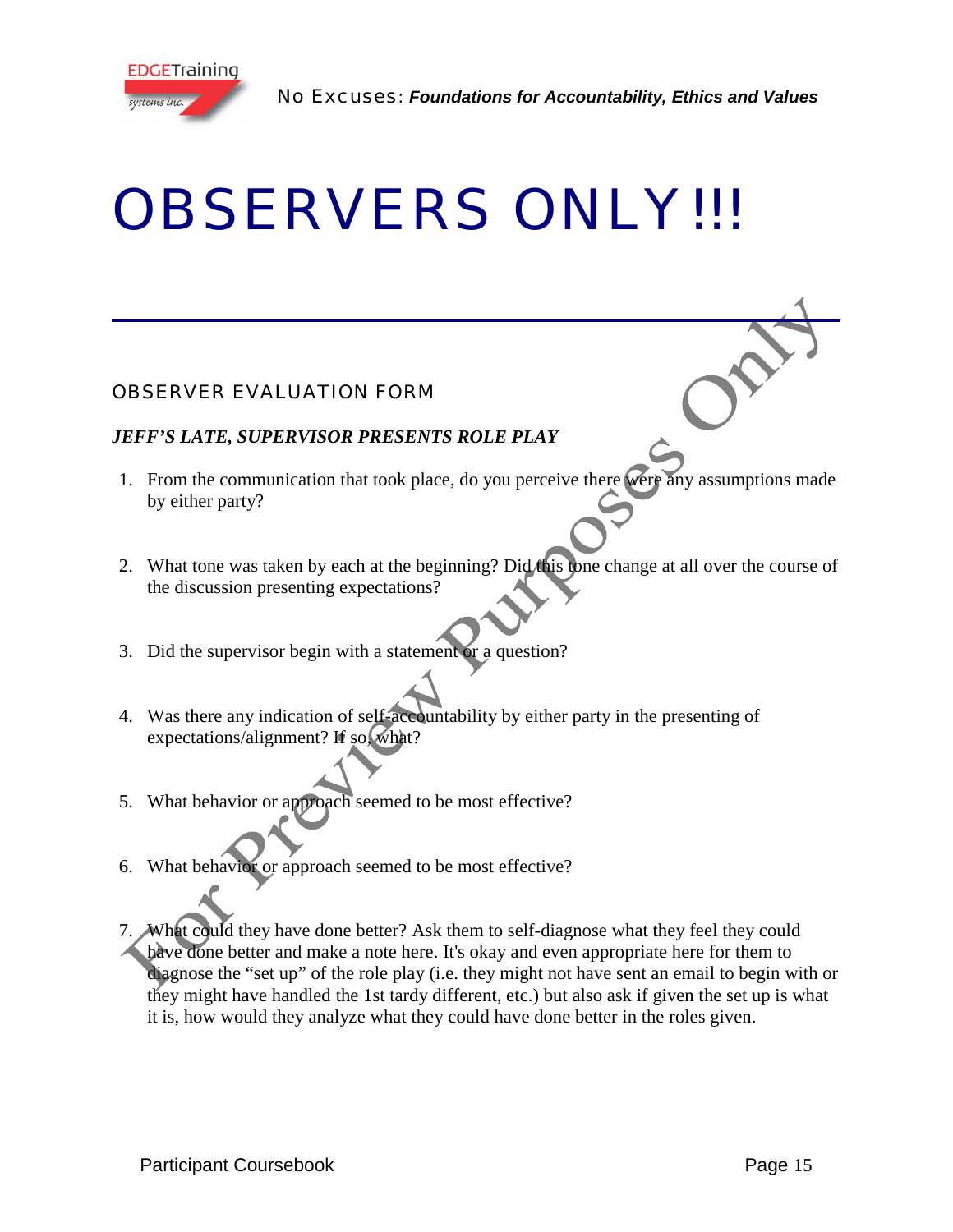# OBSERVERS ONLY!!!

---

## OBSERVER EVALUATION FORM

***JEFF'S LATE, SUPERVISOR PRESENTS ROLE PLAY***

1. From the communication that took place, do you perceive there were any assumptions made by either party?

2. What tone was taken by each at the beginning? Did this tone change at all over the course of the discussion presenting expectations?

3. Did the supervisor begin with a statement or a question?

4. Was there any indication of self-accountability by either party in the presenting of expectations/alignment? If so, what?

5. What behavior or approach seemed to be most effective?

6. What behavior or approach seemed to be most effective?

7. What could they have done better? Ask them to self-diagnose what they feel they could have done better and make a note here. It's okay and even appropriate here for them to diagnose the "set up" of the role play (i.e. they might not have sent an email to begin with or they might have handled the 1st tardy different, etc.) but also ask if given the set up is what it is, how would they analyze what they could have done better in the roles given.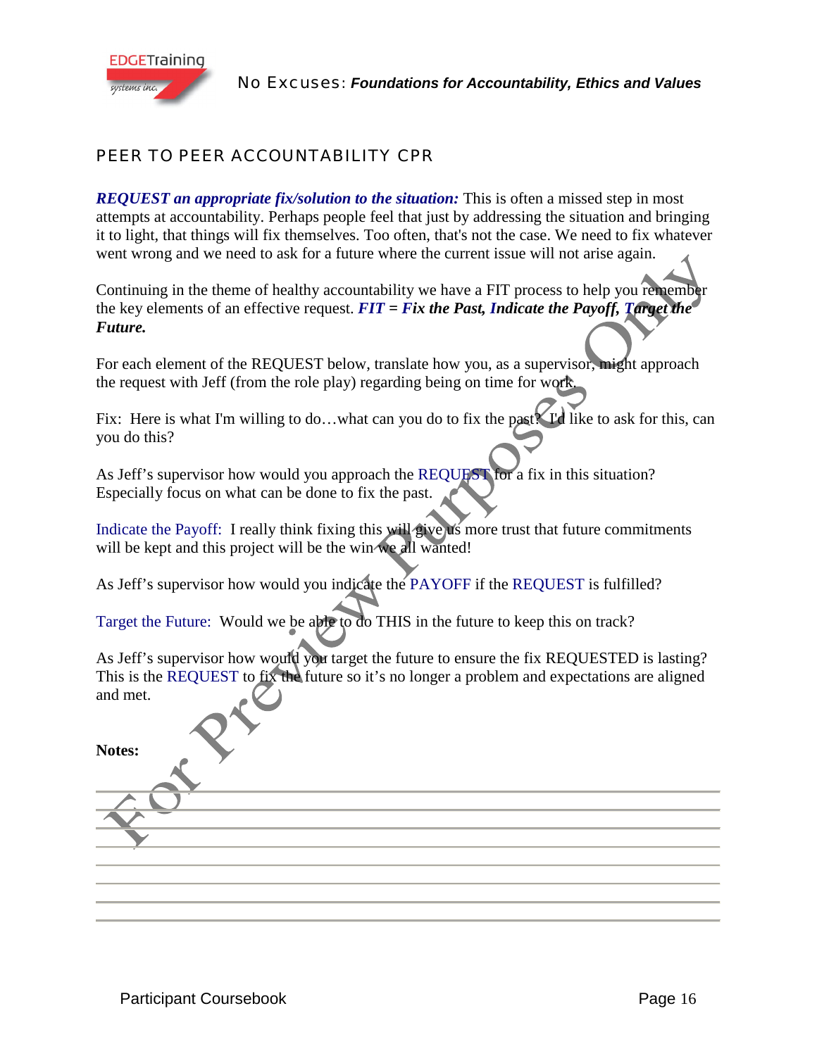## PEER TO PEER ACCOUNTABILITY CPR

***REQUEST an appropriate fix/solution to the situation:*** This is often a missed step in most attempts at accountability. Perhaps people feel that just by addressing the situation and bringing it to light, that things will fix themselves. Too often, that's not the case. We need to fix whatever went wrong and we need to ask for a future where the current issue will not arise again.

Continuing in the theme of healthy accountability we have a FIT process to help you remember the key elements of an effective request. ***FIT = Fix the Past, Indicate the Payoff, Target the Future.***

For each element of the REQUEST below, translate how you, as a supervisor, might approach the request with Jeff (from the role play) regarding being on time for work.

Fix: Here is what I'm willing to do…what can you do to fix the past? I'd like to ask for this, can you do this?

As Jeff's supervisor how would you approach the REQUEST for a fix in this situation? Especially focus on what can be done to fix the past.

Indicate the Payoff: I really think fixing this will give us more trust that future commitments will be kept and this project will be the win we all wanted!

As Jeff's supervisor how would you indicate the PAYOFF if the REQUEST is fulfilled?

Target the Future: Would we be able to do THIS in the future to keep this on track?

As Jeff's supervisor how would you target the future to ensure the fix REQUESTED is lasting? This is the REQUEST to fix the future so it's no longer a problem and expectations are aligned and met.

**Notes:**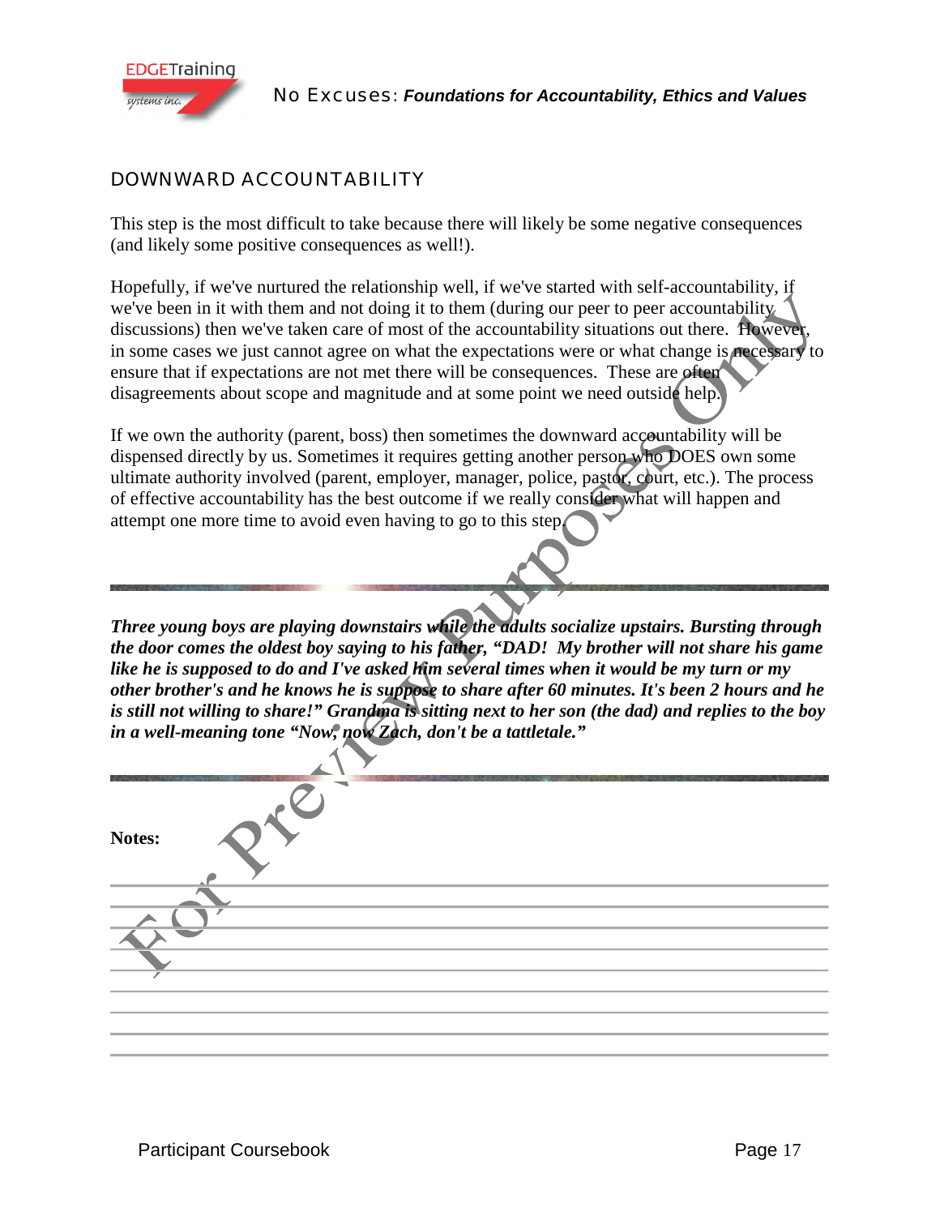## DOWNWARD ACCOUNTABILITY

This step is the most difficult to take because there will likely be some negative consequences (and likely some positive consequences as well!).

Hopefully, if we've nurtured the relationship well, if we've started with self-accountability, if we've been in it with them and not doing it to them (during our peer to peer accountability discussions) then we've taken care of most of the accountability situations out there. However, in some cases we just cannot agree on what the expectations were or what change is necessary to ensure that if expectations are not met there will be consequences. These are often disagreements about scope and magnitude and at some point we need outside help.

If we own the authority (parent, boss) then sometimes the downward accountability will be dispensed directly by us. Sometimes it requires getting another person who DOES own some ultimate authority involved (parent, employer, manager, police, pastor, court, etc.). The process of effective accountability has the best outcome if we really consider what will happen and attempt one more time to avoid even having to go to this step.

***Three young boys are playing downstairs while the adults socialize upstairs. Bursting through the door comes the oldest boy saying to his father, "DAD! My brother will not share his game like he is supposed to do and I've asked him several times when it would be my turn or my other brother's and he knows he is suppose to share after 60 minutes. It's been 2 hours and he is still not willing to share!" Grandma is sitting next to her son (the dad) and replies to the boy in a well-meaning tone "Now, now Zach, don't be a tattletale."***

**Notes:**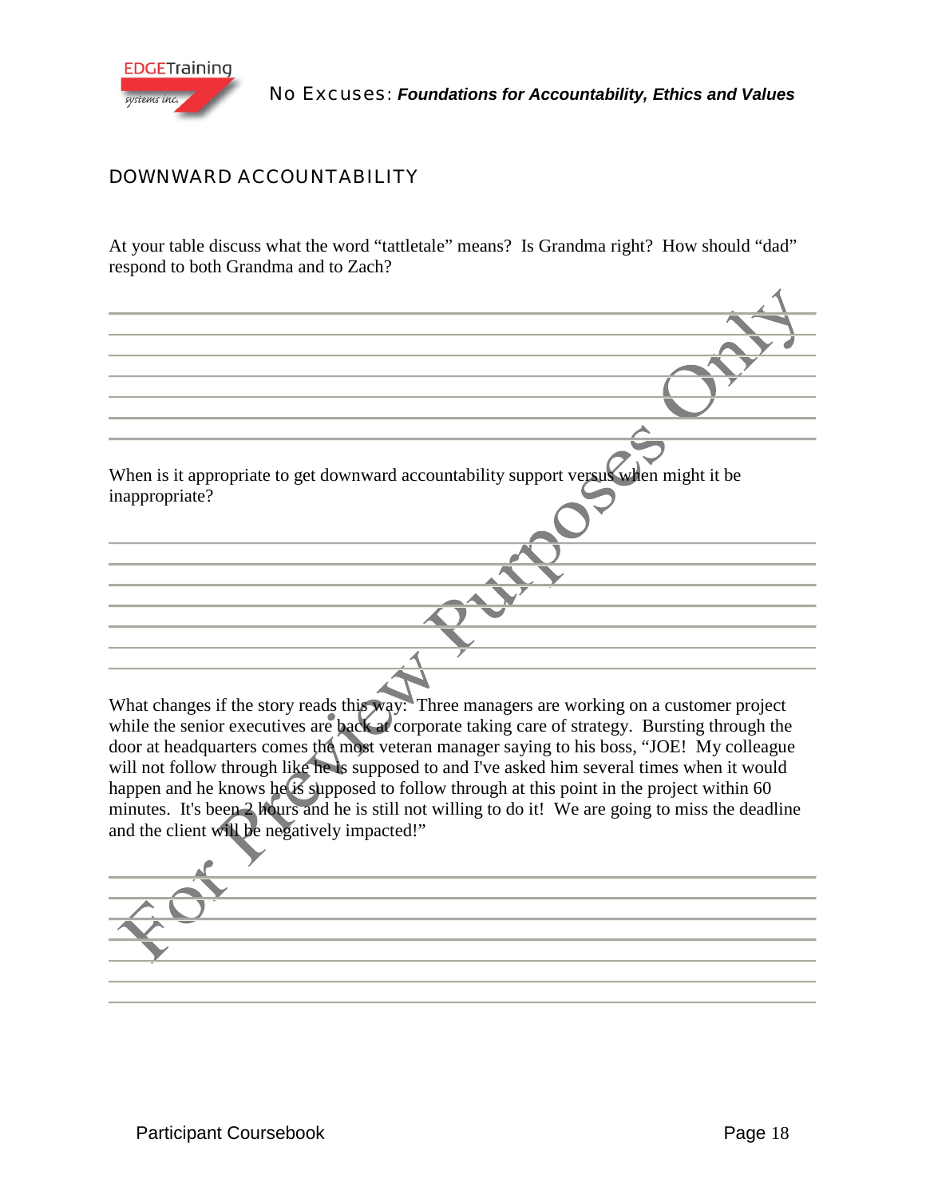## DOWNWARD ACCOUNTABILITY

At your table discuss what the word "tattletale" means? Is Grandma right? How should "dad" respond to both Grandma and to Zach?

When is it appropriate to get downward accountability support versus when might it be inappropriate?

What changes if the story reads this way: Three managers are working on a customer project while the senior executives are back at corporate taking care of strategy. Bursting through the door at headquarters comes the most veteran manager saying to his boss, "JOE! My colleague will not follow through like he is supposed to and I've asked him several times when it would happen and he knows he is supposed to follow through at this point in the project within 60 minutes. It's been 2 hours and he is still not willing to do it! We are going to miss the deadline and the client will be negatively impacted!"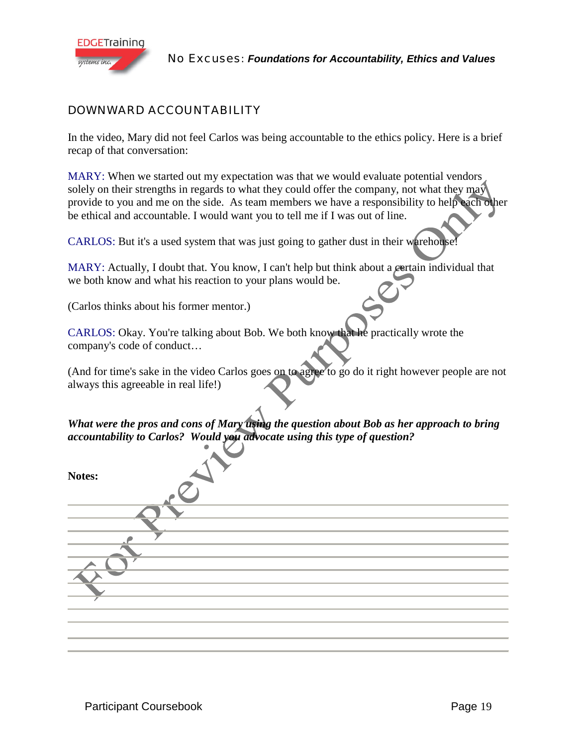## DOWNWARD ACCOUNTABILITY

In the video, Mary did not feel Carlos was being accountable to the ethics policy. Here is a brief recap of that conversation:

MARY: When we started out my expectation was that we would evaluate potential vendors solely on their strengths in regards to what they could offer the company, not what they may provide to you and me on the side. As team members we have a responsibility to help each other be ethical and accountable. I would want you to tell me if I was out of line.

CARLOS: But it's a used system that was just going to gather dust in their warehouse!

MARY: Actually, I doubt that. You know, I can't help but think about a certain individual that we both know and what his reaction to your plans would be.

(Carlos thinks about his former mentor.)

CARLOS: Okay. You're talking about Bob. We both know that he practically wrote the company's code of conduct…

(And for time's sake in the video Carlos goes on to agree to go do it right however people are not always this agreeable in real life!)

***What were the pros and cons of Mary using the question about Bob as her approach to bring accountability to Carlos? Would you advocate using this type of question?***

**Notes:**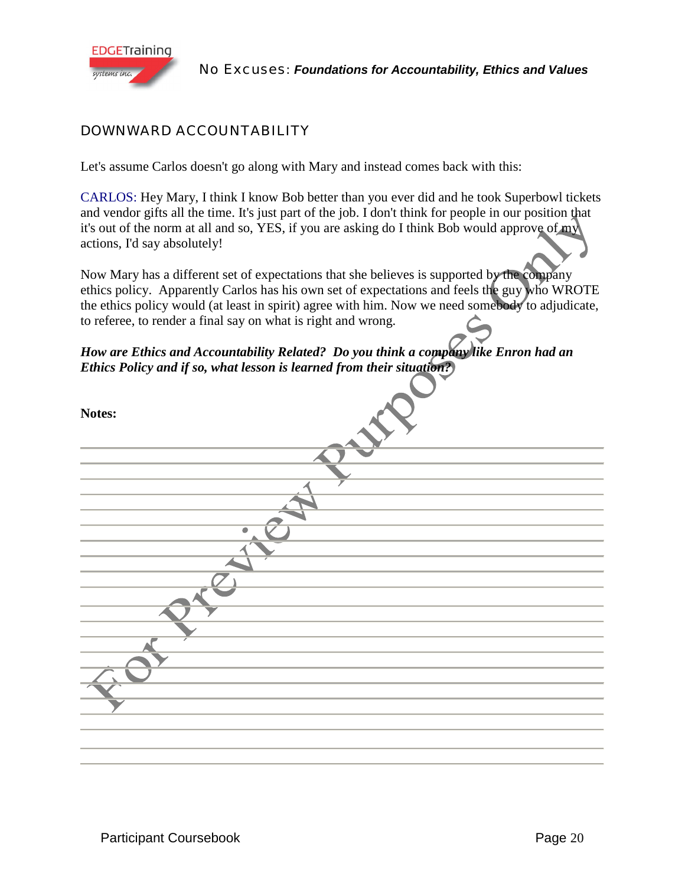## DOWNWARD ACCOUNTABILITY

Let's assume Carlos doesn't go along with Mary and instead comes back with this:

CARLOS: Hey Mary, I think I know Bob better than you ever did and he took Superbowl tickets and vendor gifts all the time. It's just part of the job. I don't think for people in our position that it's out of the norm at all and so, YES, if you are asking do I think Bob would approve of my actions, I'd say absolutely!

Now Mary has a different set of expectations that she believes is supported by the company ethics policy. Apparently Carlos has his own set of expectations and feels the guy who WROTE the ethics policy would (at least in spirit) agree with him. Now we need somebody to adjudicate, to referee, to render a final say on what is right and wrong.

***How are Ethics and Accountability Related? Do you think a company like Enron had an Ethics Policy and if so, what lesson is learned from their situation?***

**Notes:**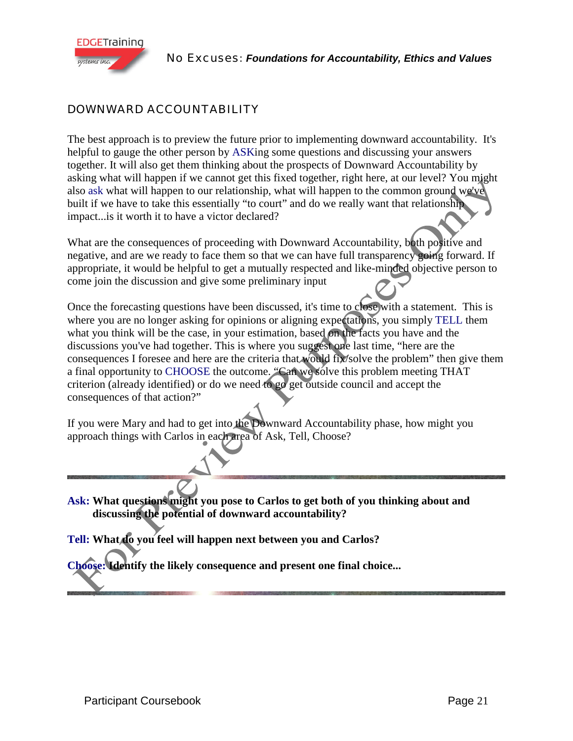## DOWNWARD ACCOUNTABILITY

The best approach is to preview the future prior to implementing downward accountability. It's helpful to gauge the other person by ASKing some questions and discussing your answers together. It will also get them thinking about the prospects of Downward Accountability by asking what will happen if we cannot get this fixed together, right here, at our level? You might also ask what will happen to our relationship, what will happen to the common ground we've built if we have to take this essentially "to court" and do we really want that relationship impact...is it worth it to have a victor declared?

What are the consequences of proceeding with Downward Accountability, both positive and negative, and are we ready to face them so that we can have full transparency going forward. If appropriate, it would be helpful to get a mutually respected and like-minded objective person to come join the discussion and give some preliminary input

Once the forecasting questions have been discussed, it's time to close with a statement. This is where you are no longer asking for opinions or aligning expectations, you simply TELL them what you think will be the case, in your estimation, based on the facts you have and the discussions you've had together. This is where you suggest one last time, "here are the consequences I foresee and here are the criteria that would fix/solve the problem" then give them a final opportunity to CHOOSE the outcome. "Can we solve this problem meeting THAT criterion (already identified) or do we need to go get outside council and accept the consequences of that action?"

If you were Mary and had to get into the Downward Accountability phase, how might you approach things with Carlos in each area of Ask, Tell, Choose?

---

**Ask: What questions might you pose to Carlos to get both of you thinking about and discussing the potential of downward accountability?**

**Tell: What do you feel will happen next between you and Carlos?**

**Choose: Identify the likely consequence and present one final choice...**

---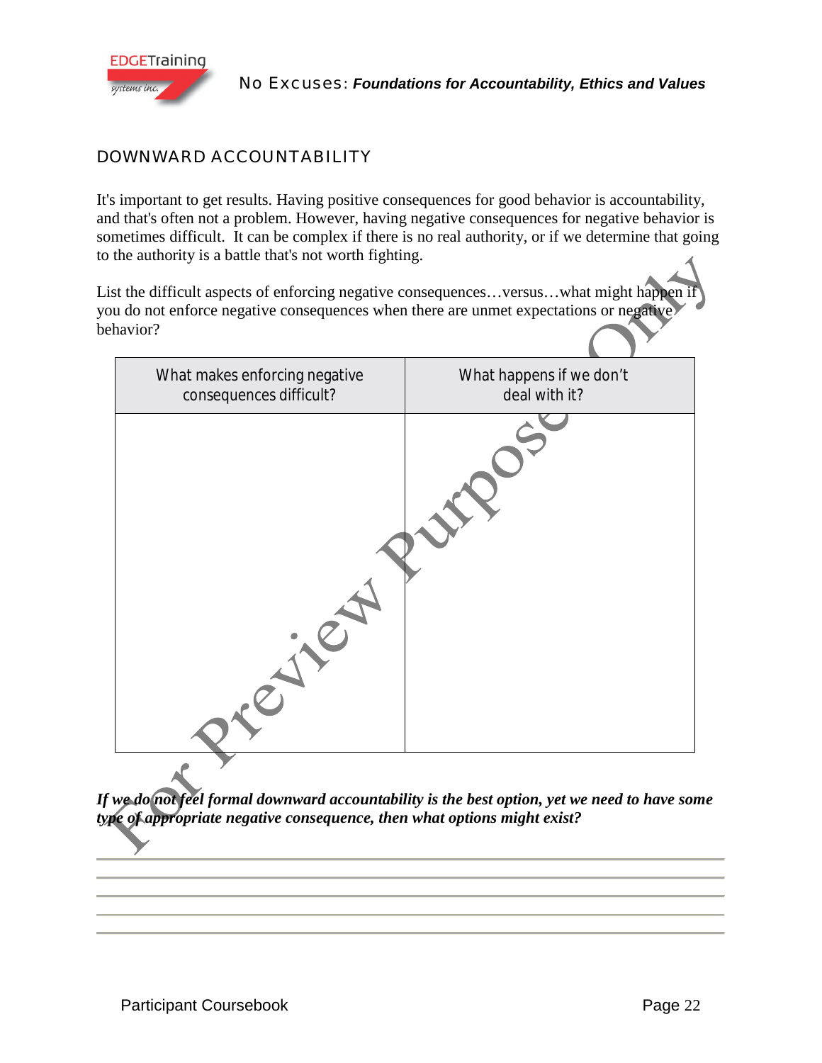## DOWNWARD ACCOUNTABILITY

It's important to get results. Having positive consequences for good behavior is accountability, and that's often not a problem. However, having negative consequences for negative behavior is sometimes difficult. It can be complex if there is no real authority, or if we determine that going to the authority is a battle that's not worth fighting.

List the difficult aspects of enforcing negative consequences…versus…what might happen if you do not enforce negative consequences when there are unmet expectations or negative behavior?

| What makes enforcing negative consequences difficult? | What happens if we don't deal with it? |
|---|---|
| | |

***If we do not feel formal downward accountability is the best option, yet we need to have some type of appropriate negative consequence, then what options might exist?***

_______________________________________________

_______________________________________________

_______________________________________________

_______________________________________________

_______________________________________________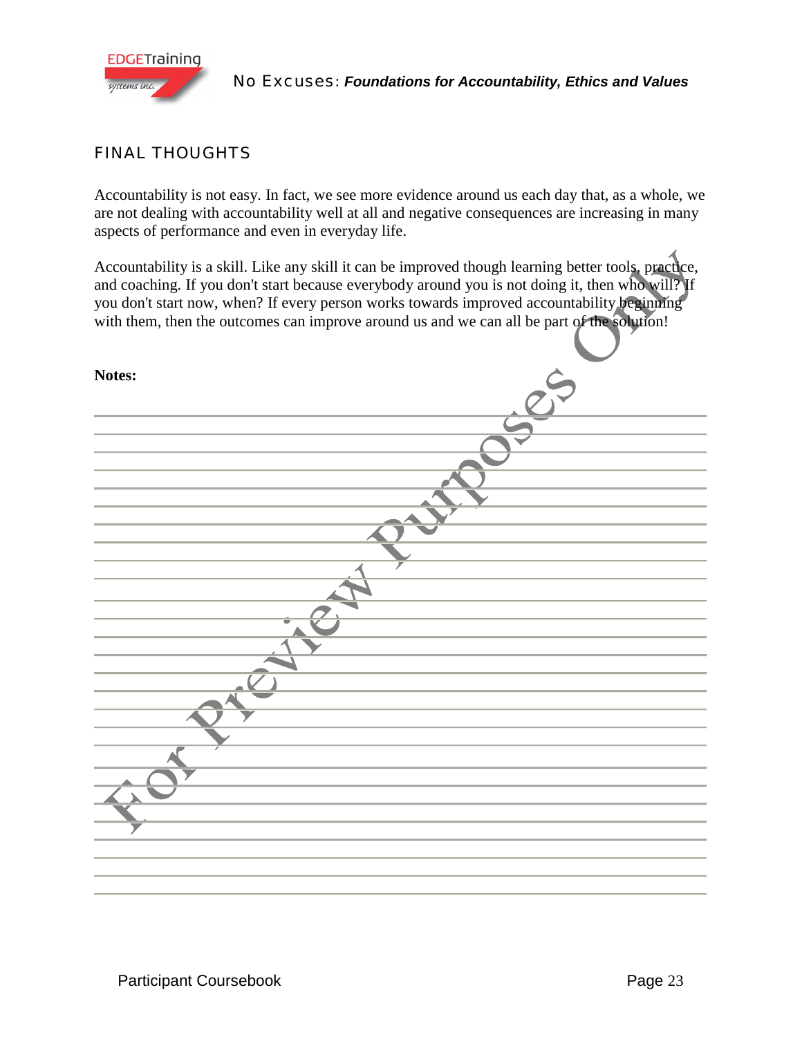## FINAL THOUGHTS

Accountability is not easy. In fact, we see more evidence around us each day that, as a whole, we are not dealing with accountability well at all and negative consequences are increasing in many aspects of performance and even in everyday life.

Accountability is a skill. Like any skill it can be improved though learning better tools, practice, and coaching. If you don't start because everybody around you is not doing it, then who will? If you don't start now, when? If every person works towards improved accountability beginning with them, then the outcomes can improve around us and we can all be part of the solution!

**Notes:**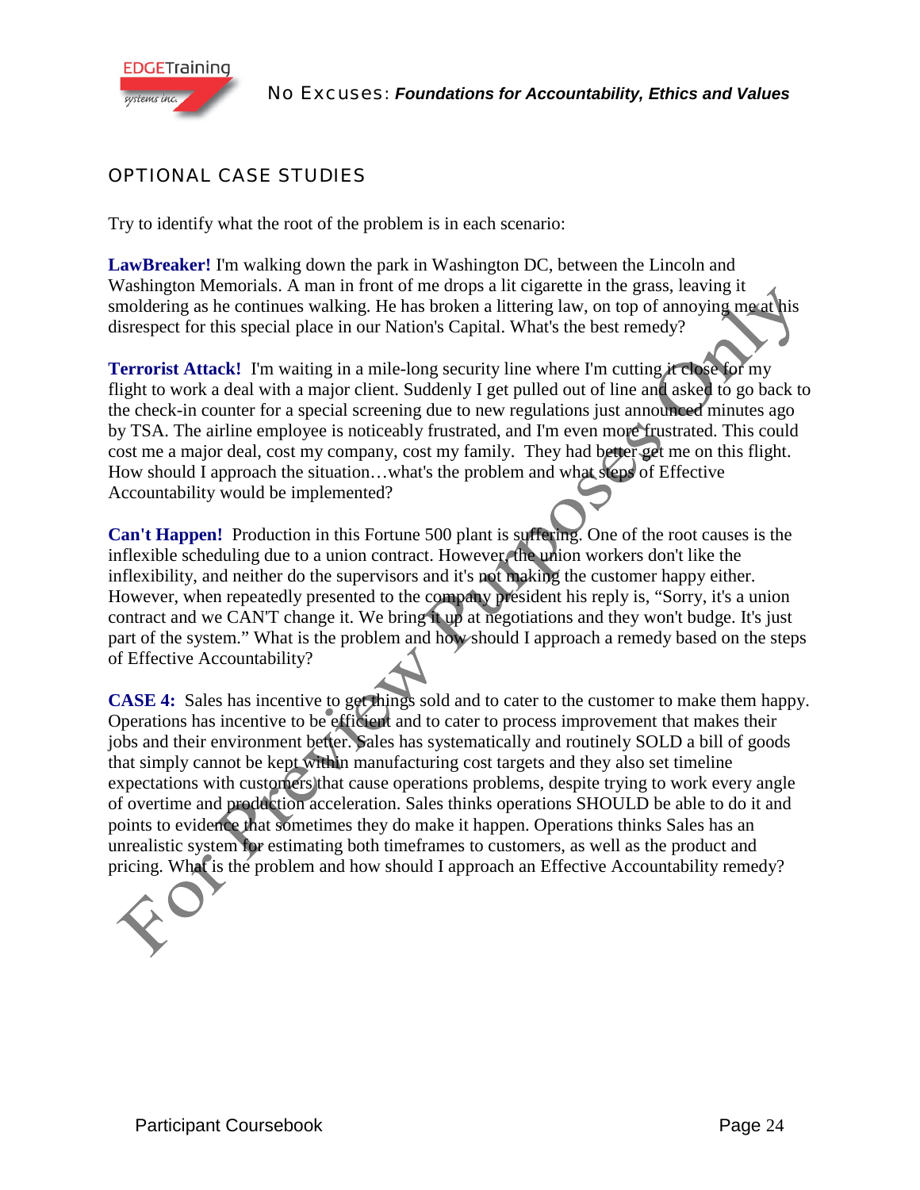## OPTIONAL CASE STUDIES

Try to identify what the root of the problem is in each scenario:

**LawBreaker!** I'm walking down the park in Washington DC, between the Lincoln and Washington Memorials. A man in front of me drops a lit cigarette in the grass, leaving it smoldering as he continues walking. He has broken a littering law, on top of annoying me at his disrespect for this special place in our Nation's Capital. What's the best remedy?

**Terrorist Attack!** I'm waiting in a mile-long security line where I'm cutting it close for my flight to work a deal with a major client. Suddenly I get pulled out of line and asked to go back to the check-in counter for a special screening due to new regulations just announced minutes ago by TSA. The airline employee is noticeably frustrated, and I'm even more frustrated. This could cost me a major deal, cost my company, cost my family. They had better get me on this flight. How should I approach the situation…what's the problem and what steps of Effective Accountability would be implemented?

**Can't Happen!** Production in this Fortune 500 plant is suffering. One of the root causes is the inflexible scheduling due to a union contract. However, the union workers don't like the inflexibility, and neither do the supervisors and it's not making the customer happy either. However, when repeatedly presented to the company president his reply is, "Sorry, it's a union contract and we CAN'T change it. We bring it up at negotiations and they won't budge. It's just part of the system." What is the problem and how should I approach a remedy based on the steps of Effective Accountability?

**CASE 4:** Sales has incentive to get things sold and to cater to the customer to make them happy. Operations has incentive to be efficient and to cater to process improvement that makes their jobs and their environment better. Sales has systematically and routinely SOLD a bill of goods that simply cannot be kept within manufacturing cost targets and they also set timeline expectations with customers that cause operations problems, despite trying to work every angle of overtime and production acceleration. Sales thinks operations SHOULD be able to do it and points to evidence that sometimes they do make it happen. Operations thinks Sales has an unrealistic system for estimating both timeframes to customers, as well as the product and pricing. What is the problem and how should I approach an Effective Accountability remedy?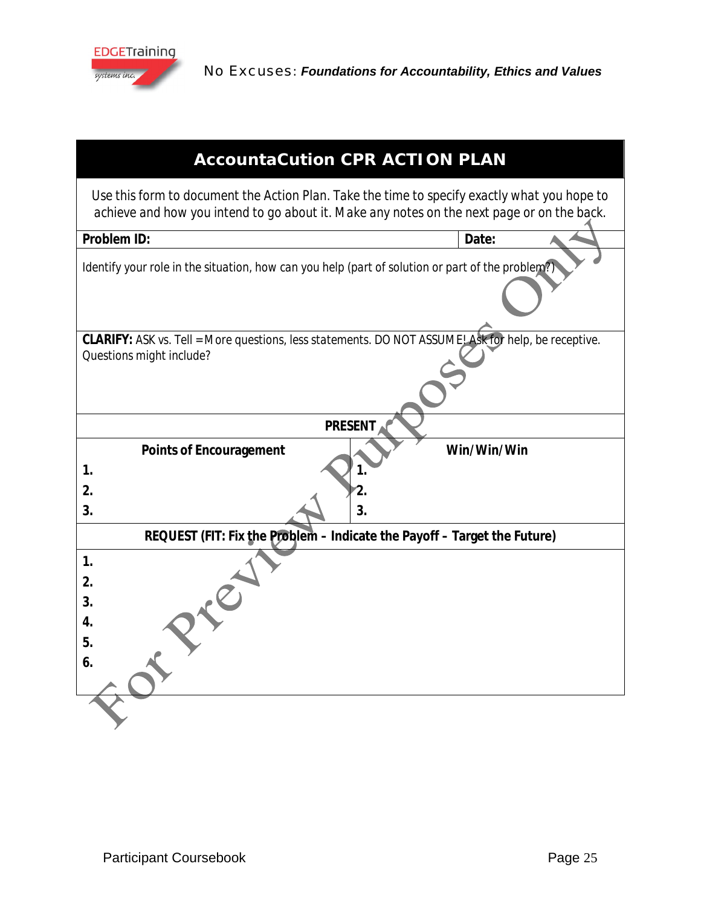## AccountaCution CPR ACTION PLAN

Use this form to document the Action Plan. Take the time to specify exactly what you hope to achieve and how you intend to go about it. Make any notes on the next page or on the back.

| **Problem ID:** | **Date:** |
|---|---|

Identify your role in the situation, how can you help (part of solution or part of the problem?)

**CLARIFY:** ASK vs. Tell = More questions, less statements. DO NOT ASSUME! Ask for help, be receptive. Questions might include?

**PRESENT**

| **Points of Encouragement** | **Win/Win/Win** |
|---|---|
| **1.** | **1.** |
| **2.** | **2.** |
| **3.** | **3.** |

**REQUEST (FIT: Fix the Problem – Indicate the Payoff – Target the Future)**

**1.**
**2.**
**3.**
**4.**
**5.**
**6.**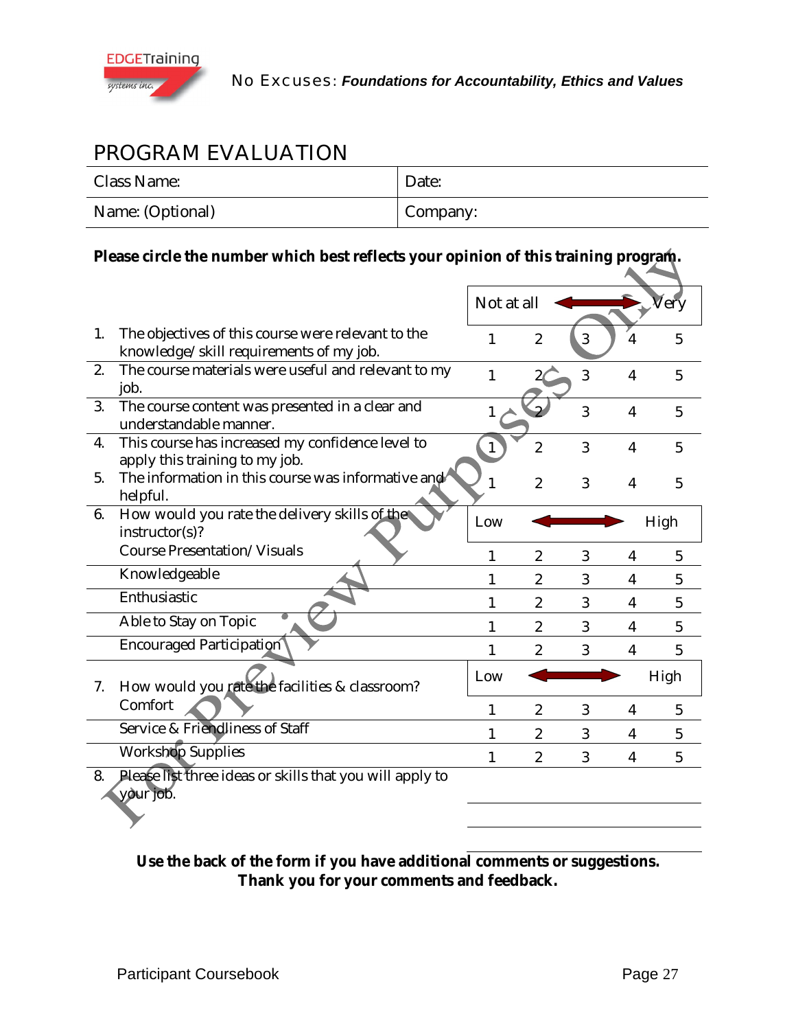## PROGRAM EVALUATION

| Class Name: | Date: |
|---|---|
| Name: (Optional) | Company: |

**Please circle the number which best reflects your opinion of this training program.**

| | | Not at all | | | | Very |
|---|---|---|---|---|---|---|
| 1. | The objectives of this course were relevant to the knowledge/skill requirements of my job. | 1 | 2 | 3 | 4 | 5 |
| 2. | The course materials were useful and relevant to my job. | 1 | 2 | 3 | 4 | 5 |
| 3. | The course content was presented in a clear and understandable manner. | 1 | 2 | 3 | 4 | 5 |
| 4. | This course has increased my confidence level to apply this training to my job. | 1 | 2 | 3 | 4 | 5 |
| 5. | The information in this course was informative and helpful. | 1 | 2 | 3 | 4 | 5 |
| 6. | How would you rate the delivery skills of the instructor(s)? | Low | | | | High |
| | Course Presentation/Visuals | 1 | 2 | 3 | 4 | 5 |
| | Knowledgeable | 1 | 2 | 3 | 4 | 5 |
| | Enthusiastic | 1 | 2 | 3 | 4 | 5 |
| | Able to Stay on Topic | 1 | 2 | 3 | 4 | 5 |
| | Encouraged Participation | 1 | 2 | 3 | 4 | 5 |
| 7. | How would you rate the facilities & classroom? | Low | | | | High |
| | Comfort | 1 | 2 | 3 | 4 | 5 |
| | Service & Friendliness of Staff | 1 | 2 | 3 | 4 | 5 |
| | Workshop Supplies | 1 | 2 | 3 | 4 | 5 |

8. Please list three ideas or skills that you will apply to your job.

\_\_\_\_\_\_\_\_\_\_\_\_\_\_\_\_\_\_\_\_\_\_\_\_\_\_\_\_

\_\_\_\_\_\_\_\_\_\_\_\_\_\_\_\_\_\_\_\_\_\_\_\_\_\_\_\_

\_\_\_\_\_\_\_\_\_\_\_\_\_\_\_\_\_\_\_\_\_\_\_\_\_\_\_\_

**Use the back of the form if you have additional comments or suggestions.**
**Thank you for your comments and feedback.**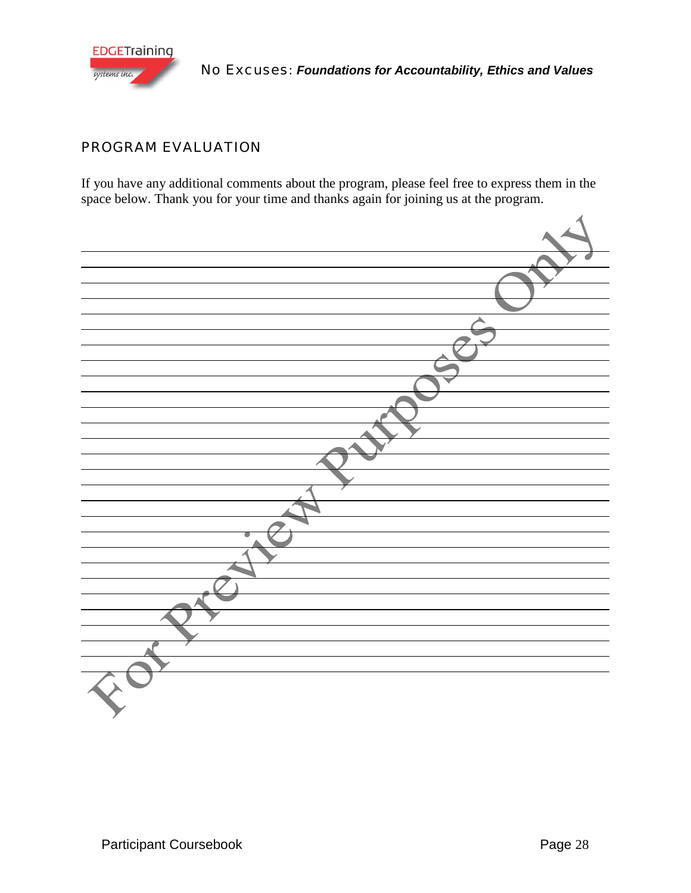## PROGRAM EVALUATION

If you have any additional comments about the program, please feel free to express them in the space below. Thank you for your time and thanks again for joining us at the program.

For Preview Purposes Only